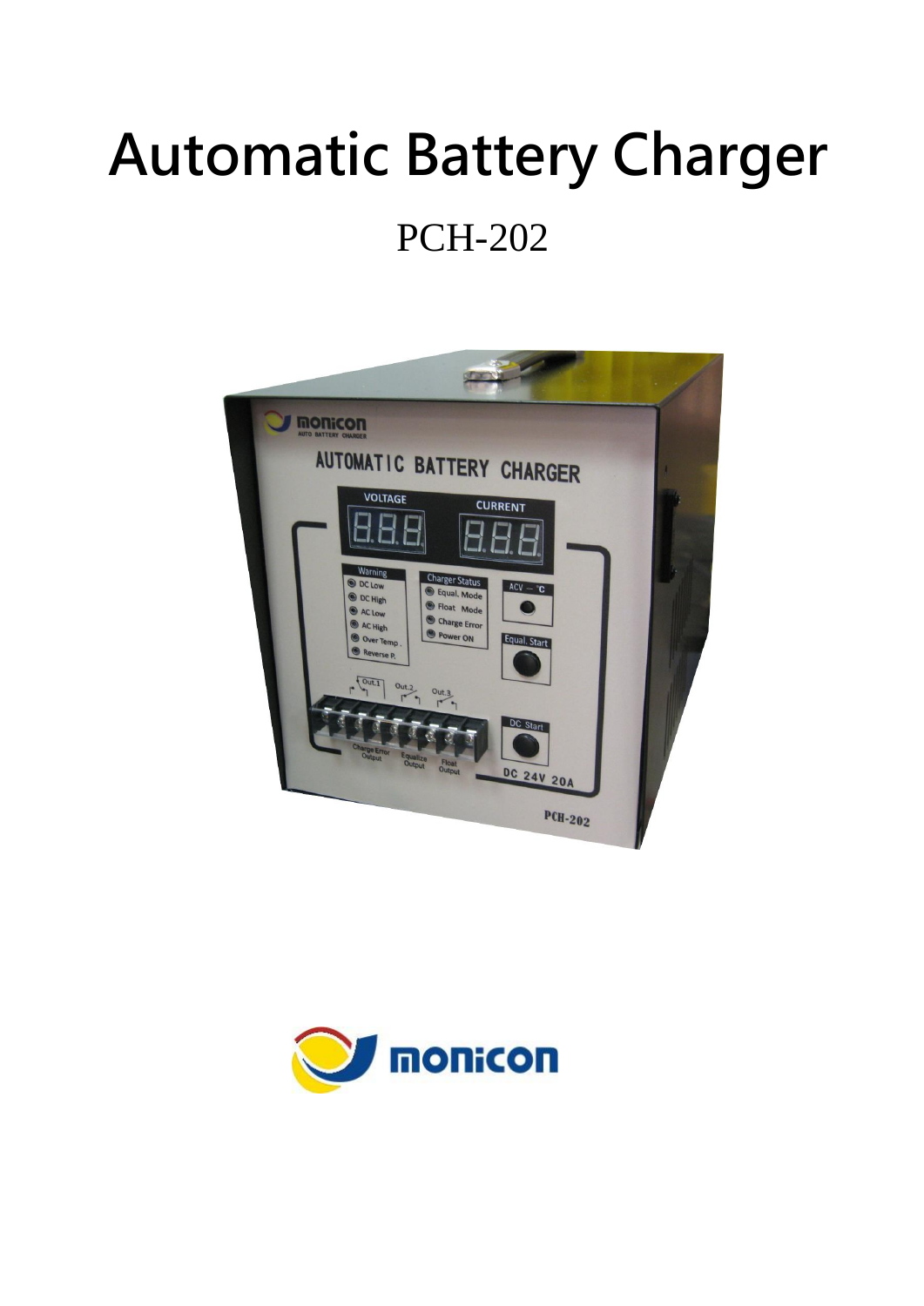# Automatic Battery Charger

PCH-202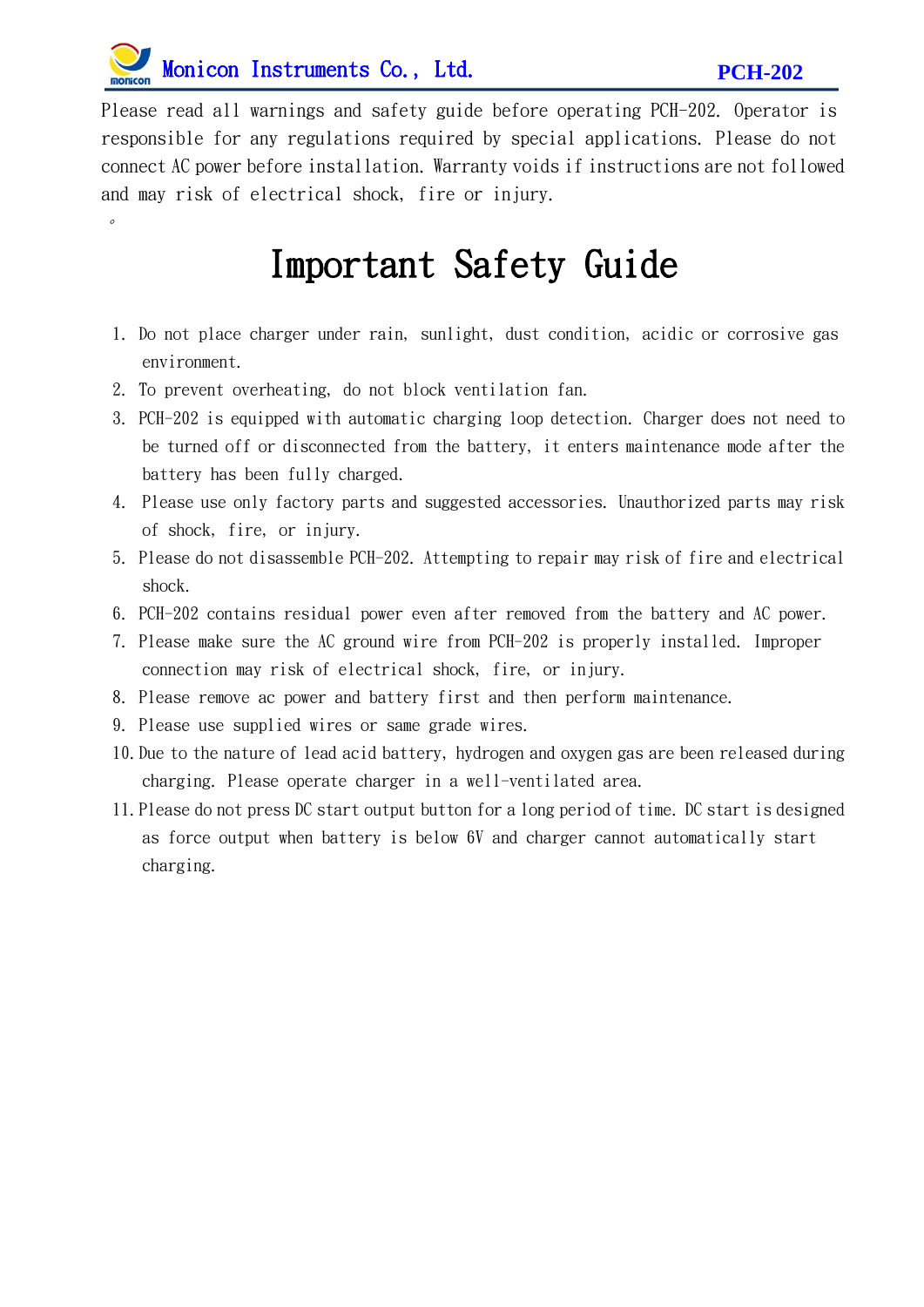Please read all warnings and safety guide before operating PCH-202. Operator is responsible for any regulations required by special applications. Please do not connect AC power before installation. Warranty voids if instructions are not followed and may risk of electrical shock, fire or injury.

。

# Important Safety Guide

1. Do not place charger under rain, sunlight, dust condition, acidic or corrosive gas environment.
2. To prevent overheating, do not block ventilation fan.
3. PCH-202 is equipped with automatic charging loop detection. Charger does not need to be turned off or disconnected from the battery, it enters maintenance mode after the battery has been fully charged.
4. Please use only factory parts and suggested accessories. Unauthorized parts may risk of shock, fire, or injury.
5. Please do not disassemble PCH-202. Attempting to repair may risk of fire and electrical shock.
6. PCH-202 contains residual power even after removed from the battery and AC power.
7. Please make sure the AC ground wire from PCH-202 is properly installed. Improper connection may risk of electrical shock, fire, or injury.
8. Please remove ac power and battery first and then perform maintenance.
9. Please use supplied wires or same grade wires.
10. Due to the nature of lead acid battery, hydrogen and oxygen gas are been released during charging. Please operate charger in a well-ventilated area.
11. Please do not press DC start output button for a long period of time. DC start is designed as force output when battery is below 6V and charger cannot automatically start charging.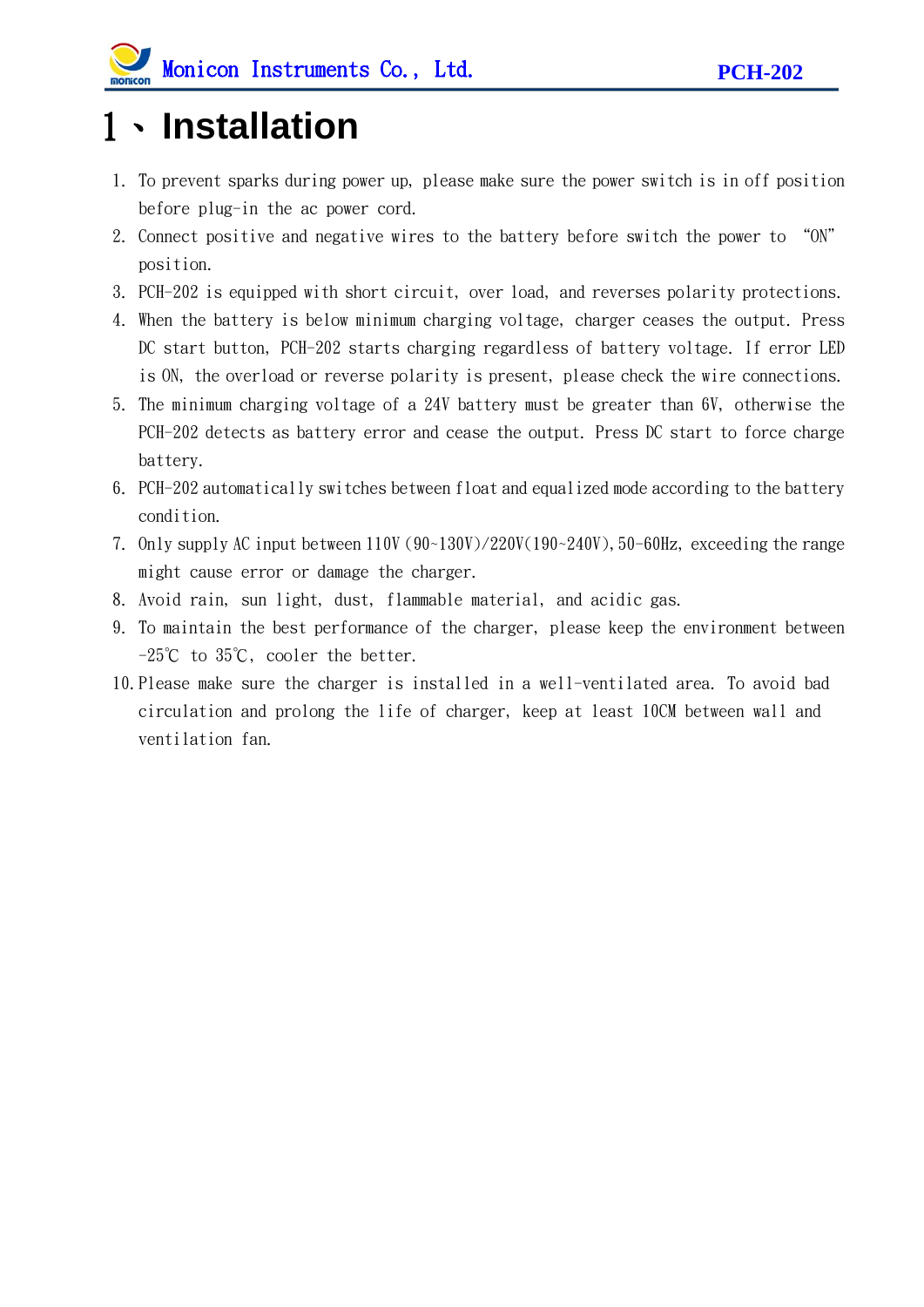# 1、Installation

1. To prevent sparks during power up, please make sure the power switch is in off position before plug-in the ac power cord.
2. Connect positive and negative wires to the battery before switch the power to "ON" position.
3. PCH-202 is equipped with short circuit, over load, and reverses polarity protections.
4. When the battery is below minimum charging voltage, charger ceases the output. Press DC start button, PCH-202 starts charging regardless of battery voltage. If error LED is ON, the overload or reverse polarity is present, please check the wire connections.
5. The minimum charging voltage of a 24V battery must be greater than 6V, otherwise the PCH-202 detects as battery error and cease the output. Press DC start to force charge battery.
6. PCH-202 automatically switches between float and equalized mode according to the battery condition.
7. Only supply AC input between 110V (90~130V)/220V(190~240V), 50-60Hz, exceeding the range might cause error or damage the charger.
8. Avoid rain, sun light, dust, flammable material, and acidic gas.
9. To maintain the best performance of the charger, please keep the environment between -25℃ to 35℃, cooler the better.
10. Please make sure the charger is installed in a well-ventilated area. To avoid bad circulation and prolong the life of charger, keep at least 10CM between wall and ventilation fan.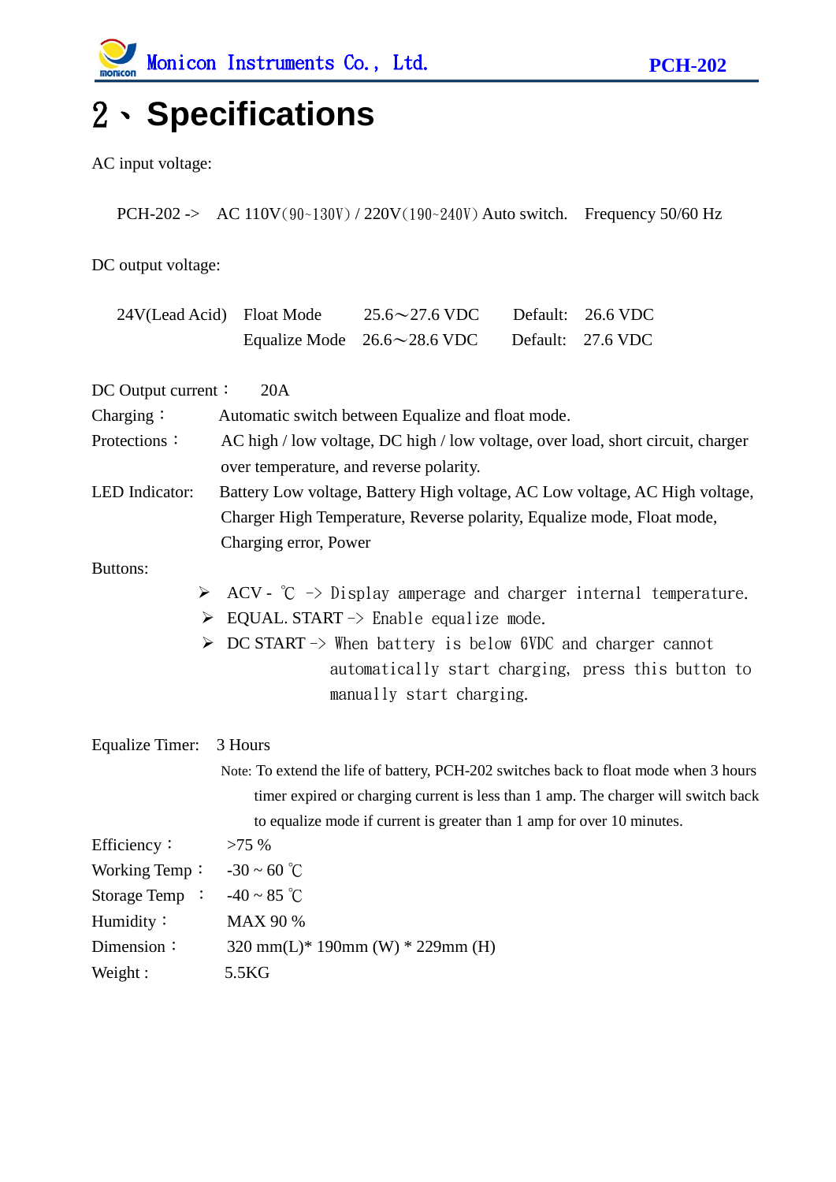# 2、Specifications

AC input voltage:

PCH-202 -> AC 110V(90~130V) / 220V(190~240V) Auto switch. Frequency 50/60 Hz

DC output voltage:

| 24V(Lead Acid) | Float Mode | 25.6～27.6 VDC | Default: | 26.6 VDC |
|---|---|---|---|---|
| | Equalize Mode | 26.6～28.6 VDC | Default: | 27.6 VDC |

DC Output current： 20A

Charging： Automatic switch between Equalize and float mode.

Protections： AC high / low voltage, DC high / low voltage, over load, short circuit, charger over temperature, and reverse polarity.

LED Indicator: Battery Low voltage, Battery High voltage, AC Low voltage, AC High voltage, Charger High Temperature, Reverse polarity, Equalize mode, Float mode, Charging error, Power

Buttons:

- ACV - ℃ -> Display amperage and charger internal temperature.
- EQUAL. START -> Enable equalize mode.
- DC START -> When battery is below 6VDC and charger cannot automatically start charging, press this button to manually start charging.

Equalize Timer: 3 Hours

Note: To extend the life of battery, PCH-202 switches back to float mode when 3 hours timer expired or charging current is less than 1 amp. The charger will switch back to equalize mode if current is greater than 1 amp for over 10 minutes.

Efficiency： >75 %

Working Temp： -30 ~ 60 ℃

Storage Temp ： -40 ~ 85 ℃

Humidity： MAX 90 %

Dimension： 320 mm(L)* 190mm (W) * 229mm (H)

Weight : 5.5KG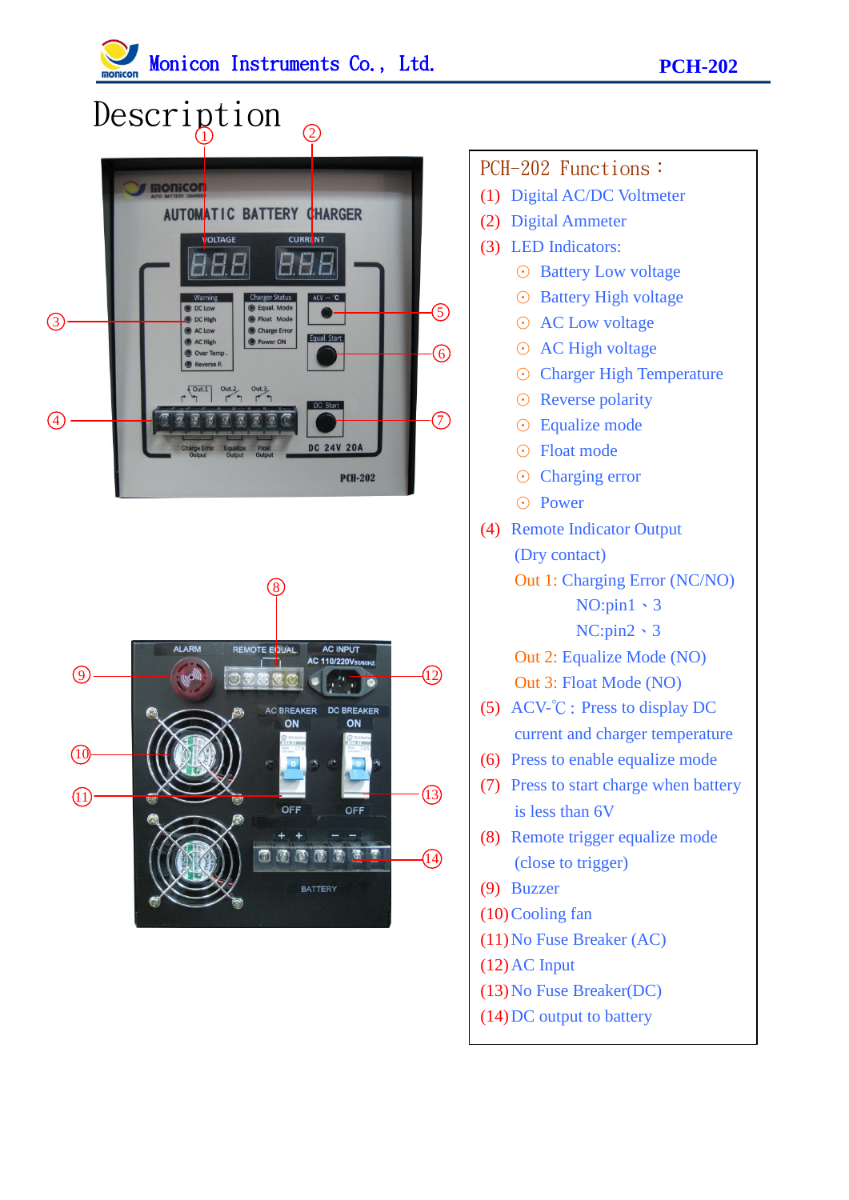# Description

## PCH-202 Functions：

(1) Digital AC/DC Voltmeter

(2) Digital Ammeter

(3) LED Indicators:

- Battery Low voltage
- Battery High voltage
- AC Low voltage
- AC High voltage
- Charger High Temperature
- Reverse polarity
- Equalize mode
- Float mode
- Charging error
- Power

(4) Remote Indicator Output (Dry contact)

Out 1: Charging Error (NC/NO)

NO:pin1、3

NC:pin2、3

Out 2: Equalize Mode (NO)

Out 3: Float Mode (NO)

(5) ACV-℃：Press to display DC current and charger temperature

(6) Press to enable equalize mode

(7) Press to start charge when battery is less than 6V

(8) Remote trigger equalize mode (close to trigger)

(9) Buzzer

(10) Cooling fan

(11) No Fuse Breaker (AC)

(12) AC Input

(13) No Fuse Breaker(DC)

(14) DC output to battery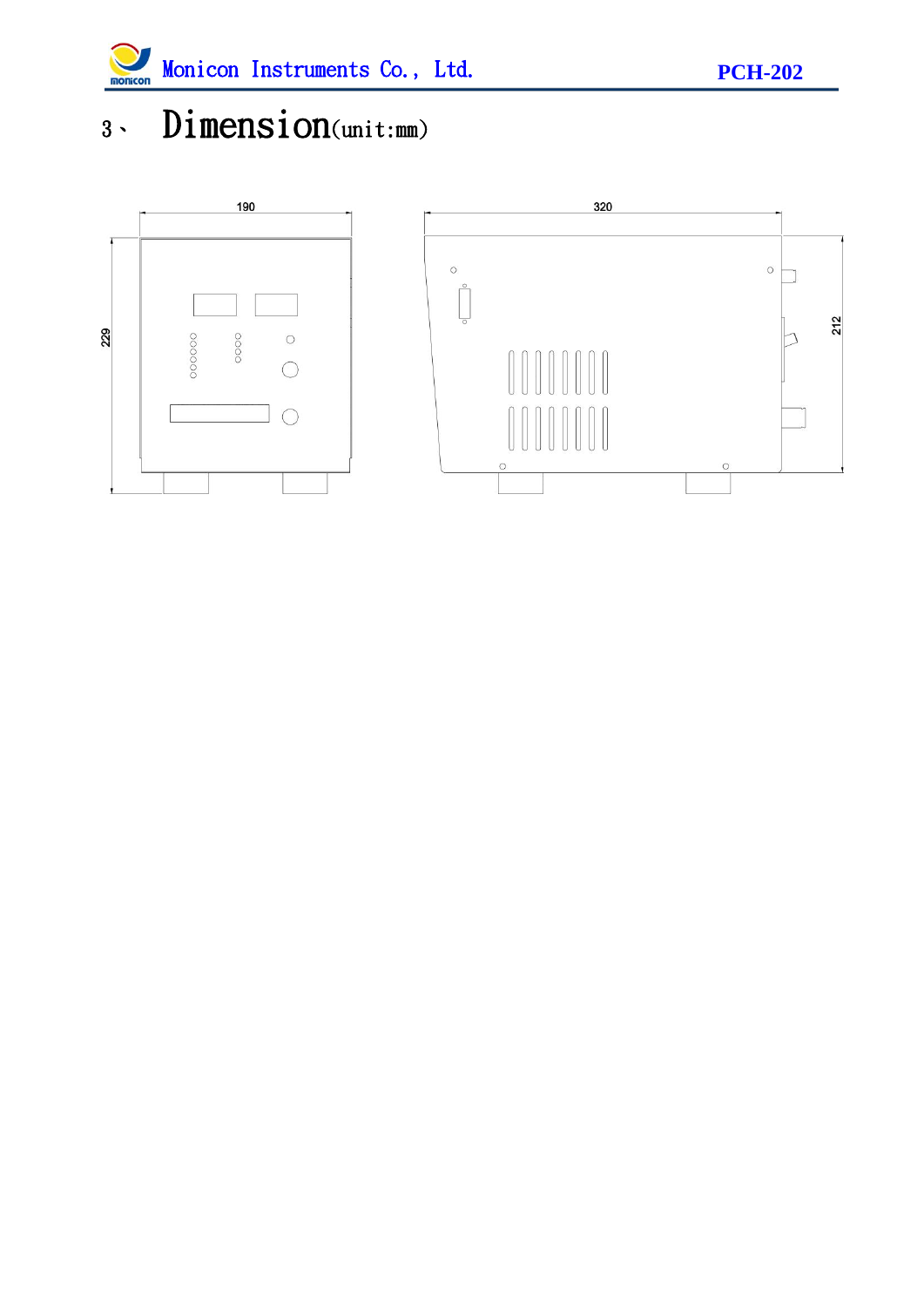# 3、 Dimension(unit:mm)

190

229

320

212